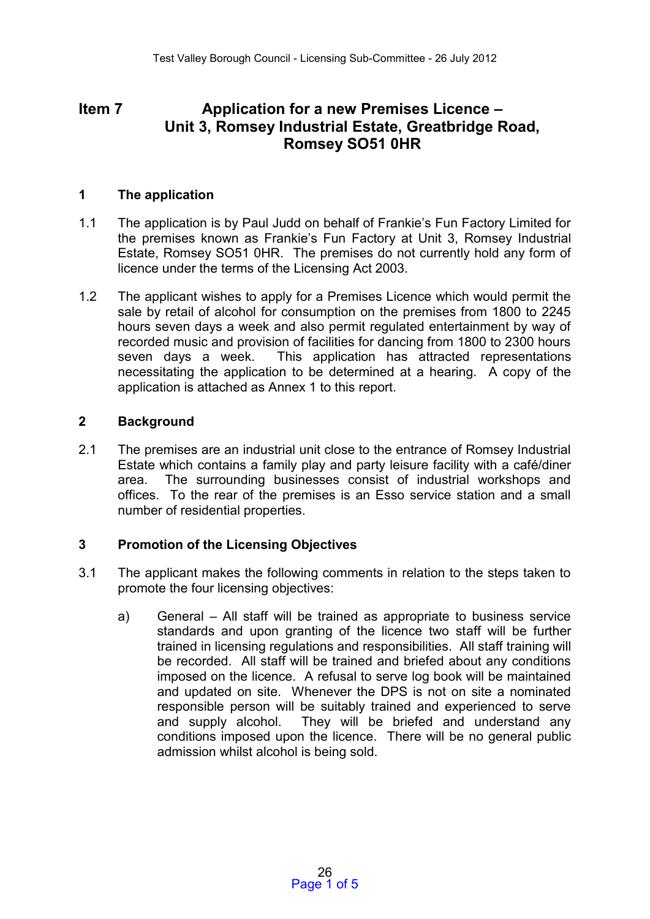# Item 7 Application for a new Premises Licence – Unit 3, Romsey Industrial Estate, Greatbridge Road, Romsey SO51 0HR

## 1 The application

1.1 The application is by Paul Judd on behalf of Frankie's Fun Factory Limited for the premises known as Frankie's Fun Factory at Unit 3, Romsey Industrial Estate, Romsey SO51 0HR. The premises do not currently hold any form of licence under the terms of the Licensing Act 2003.

1.2 The applicant wishes to apply for a Premises Licence which would permit the sale by retail of alcohol for consumption on the premises from 1800 to 2245 hours seven days a week and also permit regulated entertainment by way of recorded music and provision of facilities for dancing from 1800 to 2300 hours seven days a week. This application has attracted representations necessitating the application to be determined at a hearing. A copy of the application is attached as Annex 1 to this report.

## 2 Background

2.1 The premises are an industrial unit close to the entrance of Romsey Industrial Estate which contains a family play and party leisure facility with a café/diner area. The surrounding businesses consist of industrial workshops and offices. To the rear of the premises is an Esso service station and a small number of residential properties.

## 3 Promotion of the Licensing Objectives

3.1 The applicant makes the following comments in relation to the steps taken to promote the four licensing objectives:

a) General – All staff will be trained as appropriate to business service standards and upon granting of the licence two staff will be further trained in licensing regulations and responsibilities. All staff training will be recorded. All staff will be trained and briefed about any conditions imposed on the licence. A refusal to serve log book will be maintained and updated on site. Whenever the DPS is not on site a nominated responsible person will be suitably trained and experienced to serve and supply alcohol. They will be briefed and understand any conditions imposed upon the licence. There will be no general public admission whilst alcohol is being sold.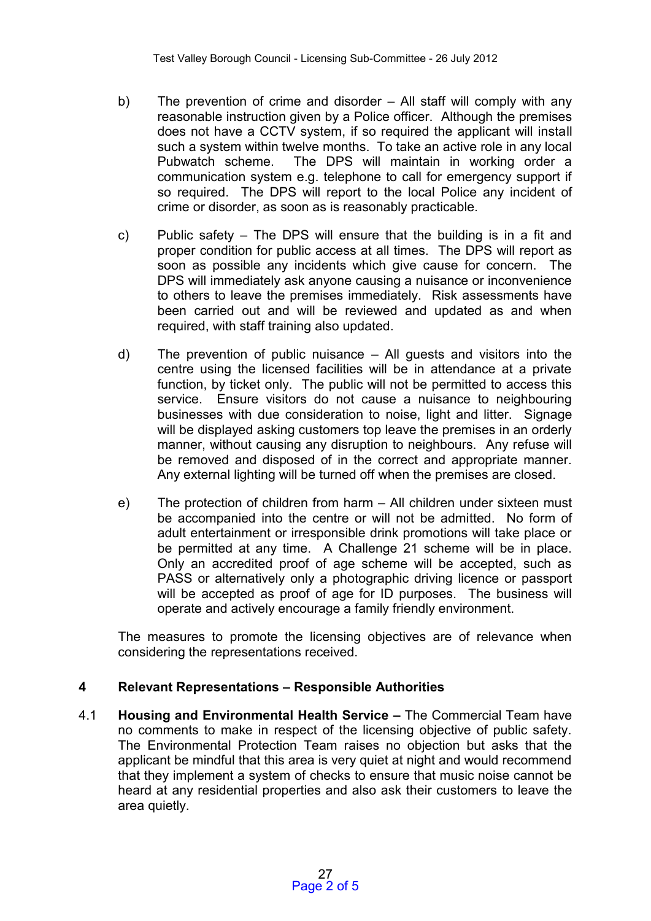b) The prevention of crime and disorder – All staff will comply with any reasonable instruction given by a Police officer. Although the premises does not have a CCTV system, if so required the applicant will install such a system within twelve months. To take an active role in any local Pubwatch scheme. The DPS will maintain in working order a communication system e.g. telephone to call for emergency support if so required. The DPS will report to the local Police any incident of crime or disorder, as soon as is reasonably practicable.

c) Public safety – The DPS will ensure that the building is in a fit and proper condition for public access at all times. The DPS will report as soon as possible any incidents which give cause for concern. The DPS will immediately ask anyone causing a nuisance or inconvenience to others to leave the premises immediately. Risk assessments have been carried out and will be reviewed and updated as and when required, with staff training also updated.

d) The prevention of public nuisance – All guests and visitors into the centre using the licensed facilities will be in attendance at a private function, by ticket only. The public will not be permitted to access this service. Ensure visitors do not cause a nuisance to neighbouring businesses with due consideration to noise, light and litter. Signage will be displayed asking customers top leave the premises in an orderly manner, without causing any disruption to neighbours. Any refuse will be removed and disposed of in the correct and appropriate manner. Any external lighting will be turned off when the premises are closed.

e) The protection of children from harm – All children under sixteen must be accompanied into the centre or will not be admitted. No form of adult entertainment or irresponsible drink promotions will take place or be permitted at any time. A Challenge 21 scheme will be in place. Only an accredited proof of age scheme will be accepted, such as PASS or alternatively only a photographic driving licence or passport will be accepted as proof of age for ID purposes. The business will operate and actively encourage a family friendly environment.

The measures to promote the licensing objectives are of relevance when considering the representations received.

## 4 Relevant Representations – Responsible Authorities

4.1 **Housing and Environmental Health Service –** The Commercial Team have no comments to make in respect of the licensing objective of public safety. The Environmental Protection Team raises no objection but asks that the applicant be mindful that this area is very quiet at night and would recommend that they implement a system of checks to ensure that music noise cannot be heard at any residential properties and also ask their customers to leave the area quietly.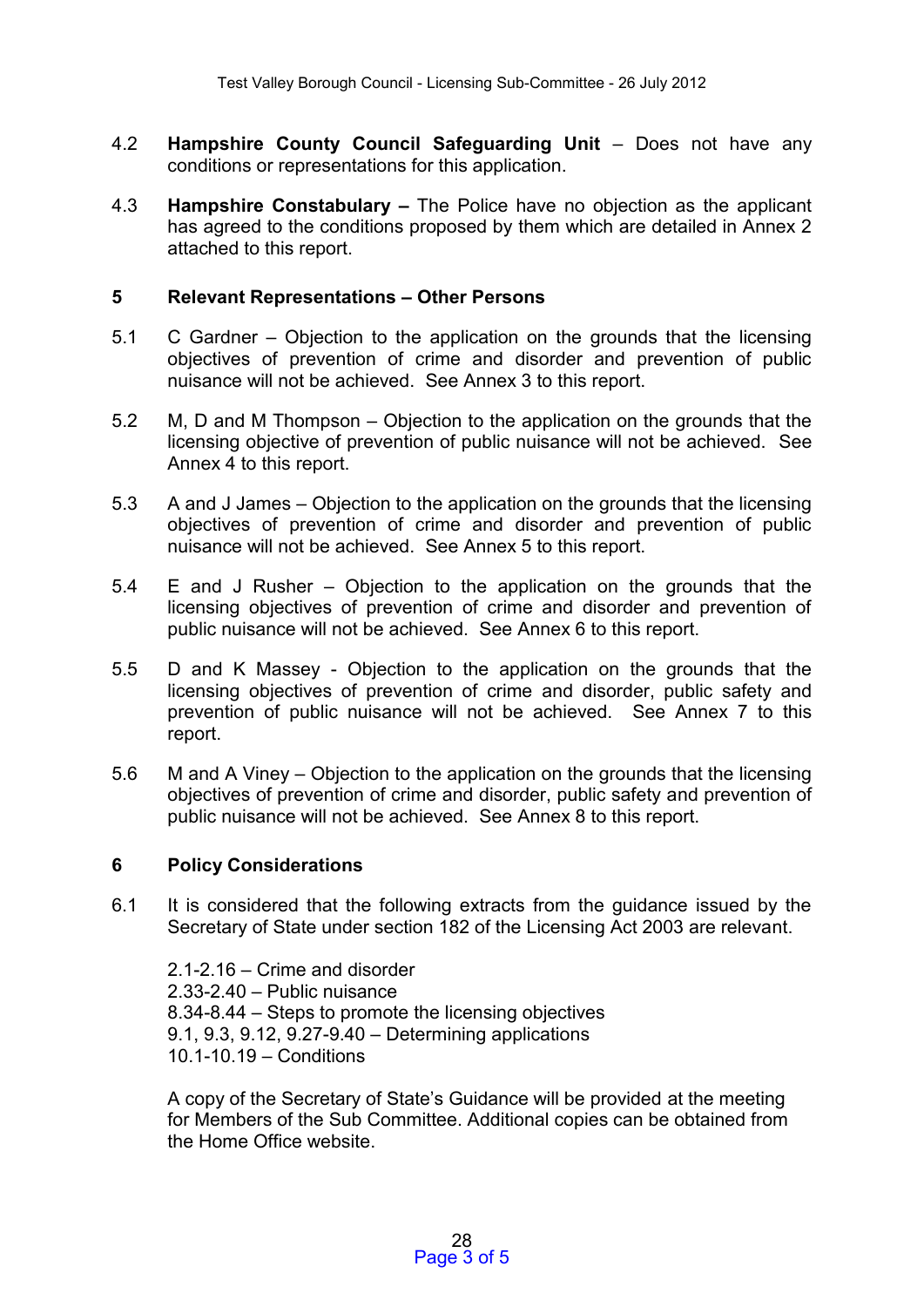4.2 **Hampshire County Council Safeguarding Unit** – Does not have any conditions or representations for this application.

4.3 **Hampshire Constabulary –** The Police have no objection as the applicant has agreed to the conditions proposed by them which are detailed in Annex 2 attached to this report.

## 5 Relevant Representations – Other Persons

5.1 C Gardner – Objection to the application on the grounds that the licensing objectives of prevention of crime and disorder and prevention of public nuisance will not be achieved. See Annex 3 to this report.

5.2 M, D and M Thompson – Objection to the application on the grounds that the licensing objective of prevention of public nuisance will not be achieved. See Annex 4 to this report.

5.3 A and J James – Objection to the application on the grounds that the licensing objectives of prevention of crime and disorder and prevention of public nuisance will not be achieved. See Annex 5 to this report.

5.4 E and J Rusher – Objection to the application on the grounds that the licensing objectives of prevention of crime and disorder and prevention of public nuisance will not be achieved. See Annex 6 to this report.

5.5 D and K Massey - Objection to the application on the grounds that the licensing objectives of prevention of crime and disorder, public safety and prevention of public nuisance will not be achieved. See Annex 7 to this report.

5.6 M and A Viney – Objection to the application on the grounds that the licensing objectives of prevention of crime and disorder, public safety and prevention of public nuisance will not be achieved. See Annex 8 to this report.

## 6 Policy Considerations

6.1 It is considered that the following extracts from the guidance issued by the Secretary of State under section 182 of the Licensing Act 2003 are relevant.

2.1-2.16 – Crime and disorder
2.33-2.40 – Public nuisance
8.34-8.44 – Steps to promote the licensing objectives
9.1, 9.3, 9.12, 9.27-9.40 – Determining applications
10.1-10.19 – Conditions

A copy of the Secretary of State's Guidance will be provided at the meeting for Members of the Sub Committee. Additional copies can be obtained from the Home Office website.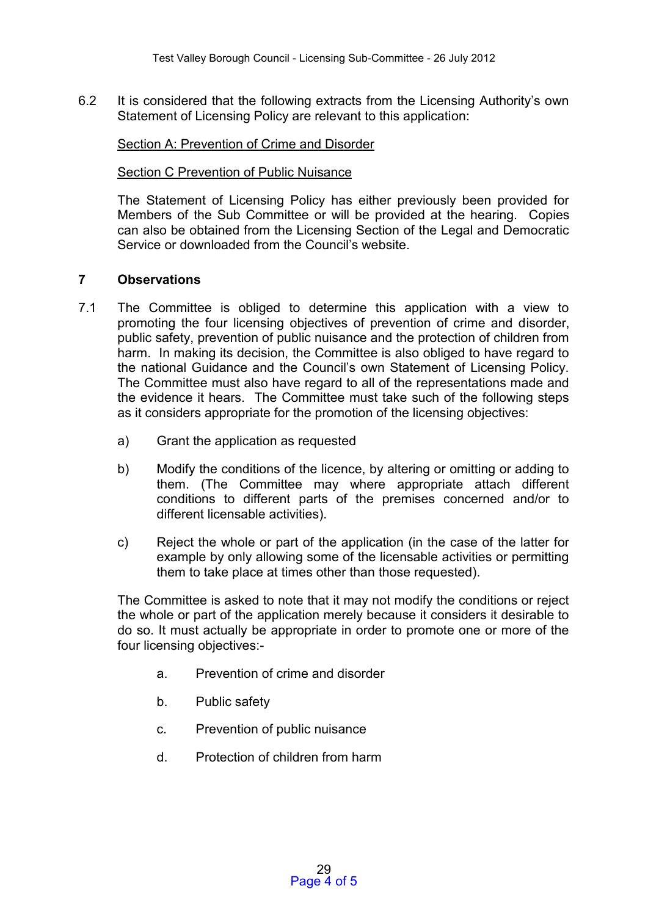6.2 It is considered that the following extracts from the Licensing Authority's own Statement of Licensing Policy are relevant to this application:

Section A: Prevention of Crime and Disorder

Section C Prevention of Public Nuisance

The Statement of Licensing Policy has either previously been provided for Members of the Sub Committee or will be provided at the hearing. Copies can also be obtained from the Licensing Section of the Legal and Democratic Service or downloaded from the Council's website.

## 7 Observations

7.1 The Committee is obliged to determine this application with a view to promoting the four licensing objectives of prevention of crime and disorder, public safety, prevention of public nuisance and the protection of children from harm. In making its decision, the Committee is also obliged to have regard to the national Guidance and the Council's own Statement of Licensing Policy. The Committee must also have regard to all of the representations made and the evidence it hears. The Committee must take such of the following steps as it considers appropriate for the promotion of the licensing objectives:

a) Grant the application as requested

b) Modify the conditions of the licence, by altering or omitting or adding to them. (The Committee may where appropriate attach different conditions to different parts of the premises concerned and/or to different licensable activities).

c) Reject the whole or part of the application (in the case of the latter for example by only allowing some of the licensable activities or permitting them to take place at times other than those requested).

The Committee is asked to note that it may not modify the conditions or reject the whole or part of the application merely because it considers it desirable to do so. It must actually be appropriate in order to promote one or more of the four licensing objectives:-

a. Prevention of crime and disorder

b. Public safety

c. Prevention of public nuisance

d. Protection of children from harm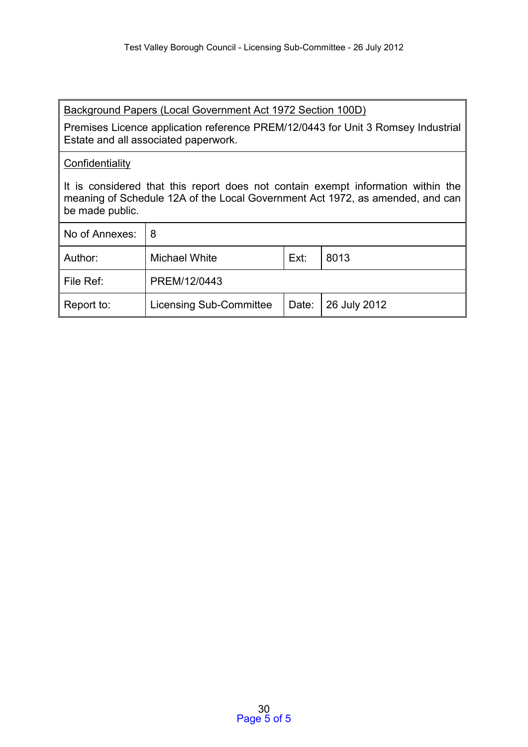Background Papers (Local Government Act 1972 Section 100D)

Premises Licence application reference PREM/12/0443 for Unit 3 Romsey Industrial Estate and all associated paperwork.

Confidentiality

It is considered that this report does not contain exempt information within the meaning of Schedule 12A of the Local Government Act 1972, as amended, and can be made public.

| | | | |
|---|---|---|---|
| No of Annexes: | 8 | | |
| Author: | Michael White | Ext: | 8013 |
| File Ref: | PREM/12/0443 | | |
| Report to: | Licensing Sub-Committee | Date: | 26 July 2012 |